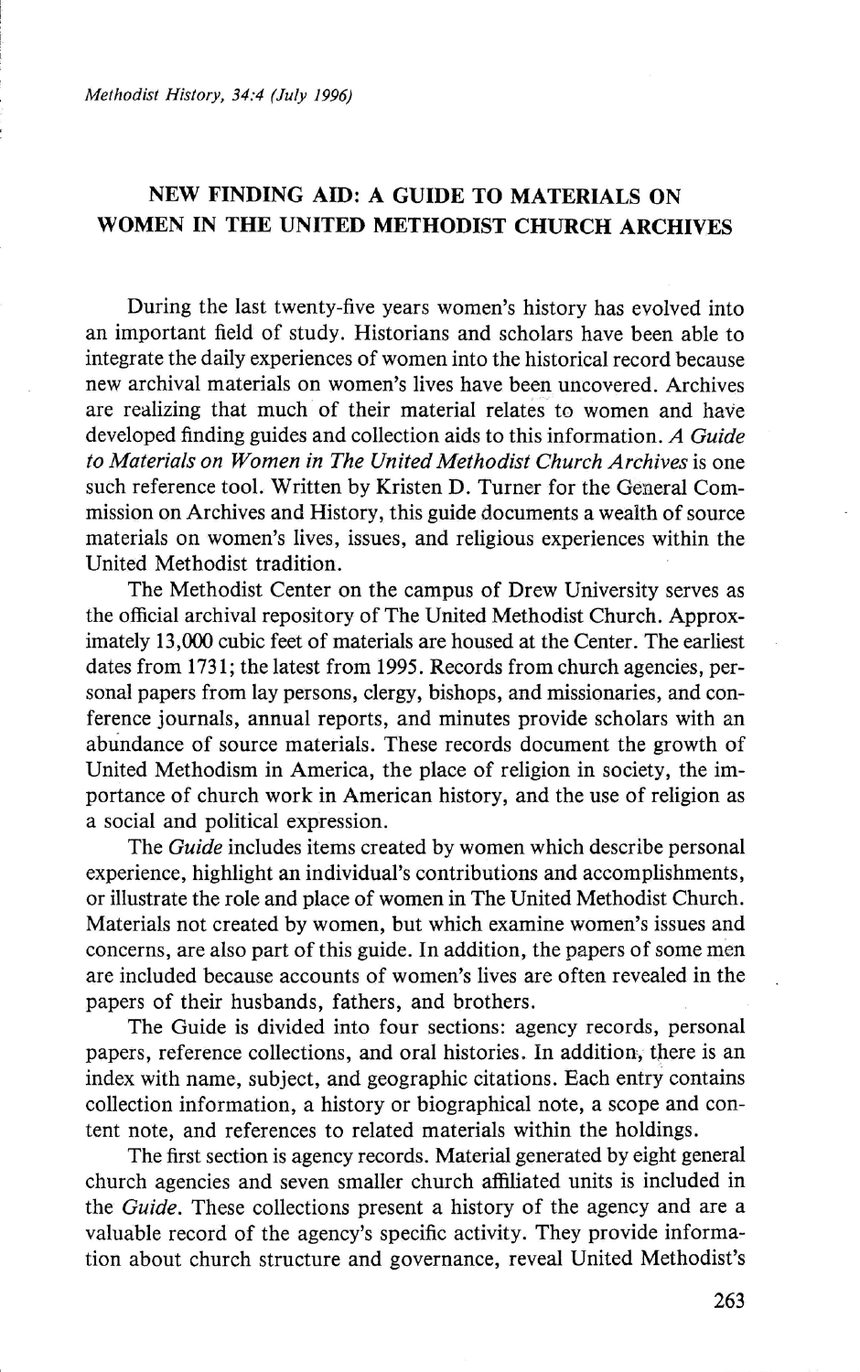# NEW FINDING AID: A GUIDE TO MATERIALS ON WOMEN IN THE UNITED METHODIST CHURCH ARCHIVES

During the last twenty-five years women's history has evolved into an important field of study. Historians and scholars have been able to integrate the daily experiences of women into the historical record because new archival materials on women's lives have been uncovered. Archives are realizing that much of their material relates to women and have developed finding guides and collection aids to this information. *A Guide to Materials on Women in The United Methodist Church Archives* is one such reference tool. Written by Kristen D. Turner for the General Commission on Archives and History, this guide documents a wealth of source materials on women's lives, issues, and religious experiences within the United Methodist tradition.

The Methodist Center on the campus of Drew University serves as the official archival repository of The United Methodist Church. Approximately 13,000 cubic feet of materials are housed at the Center. The earliest dates from 1731; the latest from 1995. Records from church agencies, personal papers from lay persons, clergy, bishops, and missionaries, and conference journals, annual reports, and minutes provide scholars with an abundance of source materials. These records document the growth of United Methodism in America, the place of religion in society, the importance of church work in American history, and the use of religion as a social and political expression.

The *Guide* includes items created by women which describe personal experience, highlight an individual's contributions and accomplishments, or illustrate the role and place of women in The United Methodist Church. Materials not created by women, but which examine women's issues and concerns, are also part of this guide. In addition, the papers of some men are included because accounts of women's lives are often revealed in the papers of their husbands, fathers, and brothers.

The Guide is divided into four sections: agency records, personal papers, reference collections, and oral histories. In addition, there is an index with name, subject, and geographic citations. Each entry contains collection information, a history or biographical note, a scope and content note, and references to related materials within the holdings.

The first section is agency records. Material generated by eight general church agencies and seven smaller church affiliated units is included in the *Guide*. These collections present a history of the agency and are a valuable record of the agency's specific activity. They provide information about church structure and governance, reveal United Methodist's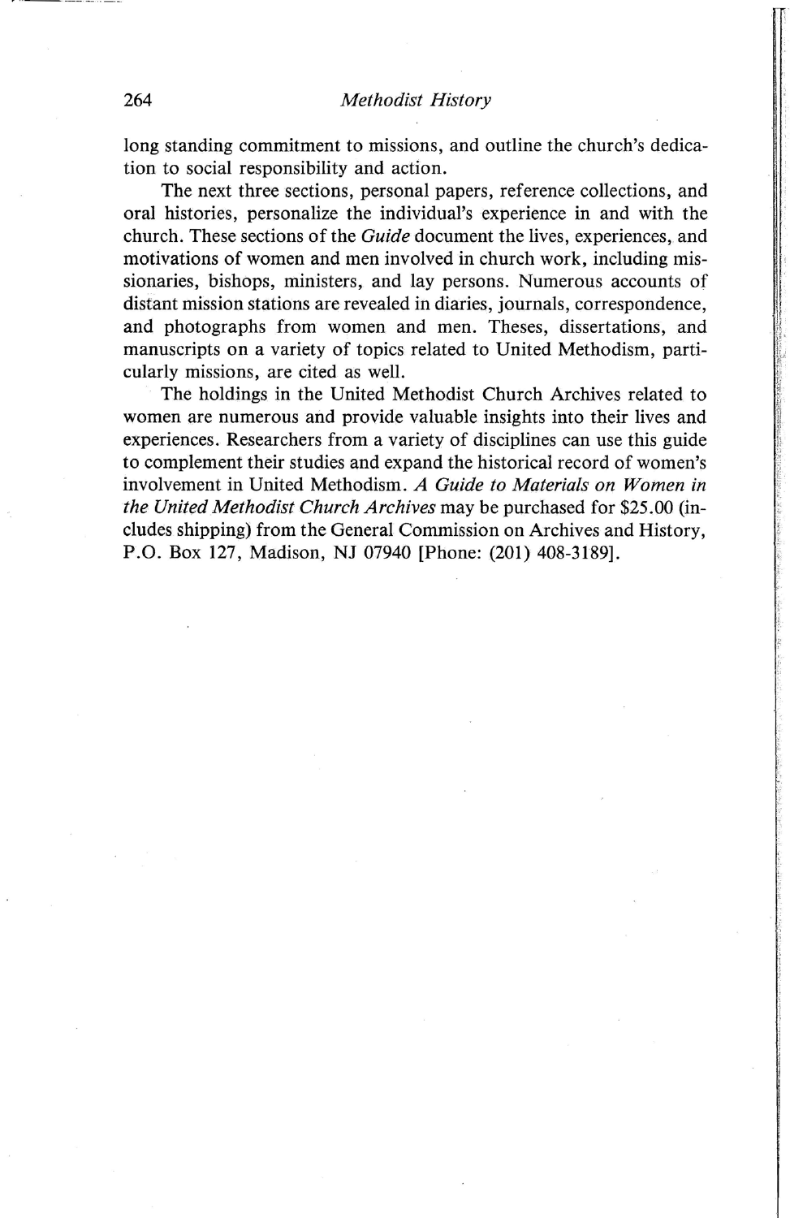long standing commitment to missions, and outline the church's dedication to social responsibility and action.

The next three sections, personal papers, reference collections, and oral histories, personalize the individual's experience in and with the church. These sections of the *Guide* document the lives, experiences, and motivations of women and men involved in church work, including missionaries, bishops, ministers, and lay persons. Numerous accounts of distant mission stations are revealed in diaries, journals, correspondence, and photographs from women and men. Theses, dissertations, and manuscripts on a variety of topics related to United Methodism, particularly missions, are cited as well.

The holdings in the United Methodist Church Archives related to women are numerous and provide valuable insights into their lives and experiences. Researchers from a variety of disciplines can use this guide to complement their studies and expand the historical record of women's involvement in United Methodism. *A Guide to Materials on Women in the United Methodist Church Archives* may be purchased for $25.00 (includes shipping) from the General Commission on Archives and History, P.O. Box 127, Madison, NJ 07940 [Phone: (201) 408-3189].